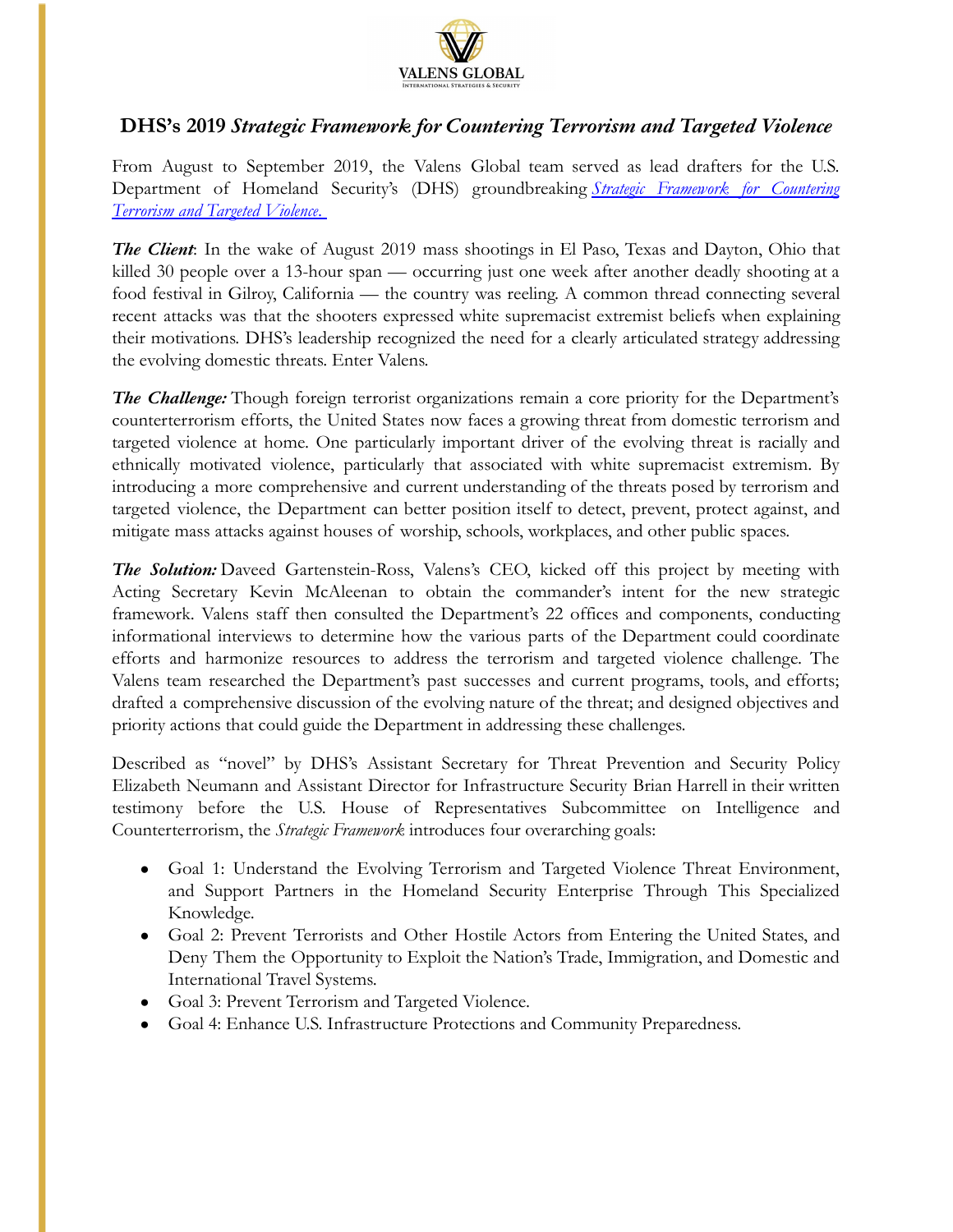VALENS GLOBAL
INTERNATIONAL STRATEGIES & SECURITY

## DHS's 2019 *Strategic Framework for Countering Terrorism and Targeted Violence*

From August to September 2019, the Valens Global team served as lead drafters for the U.S. Department of Homeland Security's (DHS) groundbreaking *Strategic Framework for Countering Terrorism and Targeted Violence.*

***The Client***: In the wake of August 2019 mass shootings in El Paso, Texas and Dayton, Ohio that killed 30 people over a 13-hour span — occurring just one week after another deadly shooting at a food festival in Gilroy, California — the country was reeling. A common thread connecting several recent attacks was that the shooters expressed white supremacist extremist beliefs when explaining their motivations. DHS's leadership recognized the need for a clearly articulated strategy addressing the evolving domestic threats. Enter Valens.

***The Challenge:*** Though foreign terrorist organizations remain a core priority for the Department's counterterrorism efforts, the United States now faces a growing threat from domestic terrorism and targeted violence at home. One particularly important driver of the evolving threat is racially and ethnically motivated violence, particularly that associated with white supremacist extremism. By introducing a more comprehensive and current understanding of the threats posed by terrorism and targeted violence, the Department can better position itself to detect, prevent, protect against, and mitigate mass attacks against houses of worship, schools, workplaces, and other public spaces.

***The Solution:*** Daveed Gartenstein-Ross, Valens's CEO, kicked off this project by meeting with Acting Secretary Kevin McAleenan to obtain the commander's intent for the new strategic framework. Valens staff then consulted the Department's 22 offices and components, conducting informational interviews to determine how the various parts of the Department could coordinate efforts and harmonize resources to address the terrorism and targeted violence challenge. The Valens team researched the Department's past successes and current programs, tools, and efforts; drafted a comprehensive discussion of the evolving nature of the threat; and designed objectives and priority actions that could guide the Department in addressing these challenges.

Described as "novel" by DHS's Assistant Secretary for Threat Prevention and Security Policy Elizabeth Neumann and Assistant Director for Infrastructure Security Brian Harrell in their written testimony before the U.S. House of Representatives Subcommittee on Intelligence and Counterterrorism, the *Strategic Framework* introduces four overarching goals:

- Goal 1: Understand the Evolving Terrorism and Targeted Violence Threat Environment, and Support Partners in the Homeland Security Enterprise Through This Specialized Knowledge.
- Goal 2: Prevent Terrorists and Other Hostile Actors from Entering the United States, and Deny Them the Opportunity to Exploit the Nation's Trade, Immigration, and Domestic and International Travel Systems.
- Goal 3: Prevent Terrorism and Targeted Violence.
- Goal 4: Enhance U.S. Infrastructure Protections and Community Preparedness.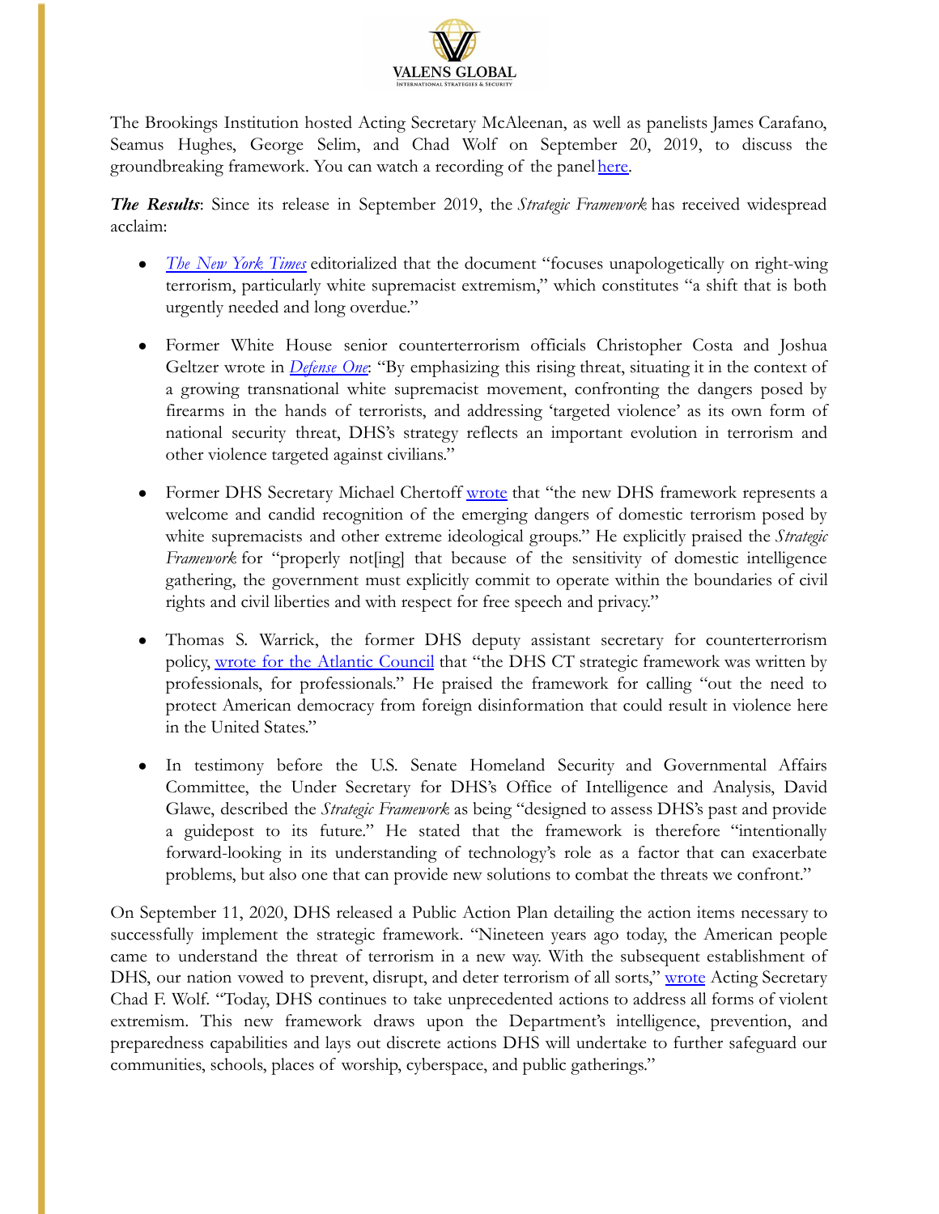The Brookings Institution hosted Acting Secretary McAleenan, as well as panelists James Carafano, Seamus Hughes, George Selim, and Chad Wolf on September 20, 2019, to discuss the groundbreaking framework. You can watch a recording of the panel [here](#).

***The Results***: Since its release in September 2019, the *Strategic Framework* has received widespread acclaim:

- [*The New York Times*](#) editorialized that the document "focuses unapologetically on right-wing terrorism, particularly white supremacist extremism," which constitutes "a shift that is both urgently needed and long overdue."

- Former White House senior counterterrorism officials Christopher Costa and Joshua Geltzer wrote in [*Defense One*](#): "By emphasizing this rising threat, situating it in the context of a growing transnational white supremacist movement, confronting the dangers posed by firearms in the hands of terrorists, and addressing 'targeted violence' as its own form of national security threat, DHS's strategy reflects an important evolution in terrorism and other violence targeted against civilians."

- Former DHS Secretary Michael Chertoff [wrote](#) that "the new DHS framework represents a welcome and candid recognition of the emerging dangers of domestic terrorism posed by white supremacists and other extreme ideological groups." He explicitly praised the *Strategic Framework* for "properly not[ing] that because of the sensitivity of domestic intelligence gathering, the government must explicitly commit to operate within the boundaries of civil rights and civil liberties and with respect for free speech and privacy."

- Thomas S. Warrick, the former DHS deputy assistant secretary for counterterrorism policy, [wrote for the Atlantic Council](#) that "the DHS CT strategic framework was written by professionals, for professionals." He praised the framework for calling "out the need to protect American democracy from foreign disinformation that could result in violence here in the United States."

- In testimony before the U.S. Senate Homeland Security and Governmental Affairs Committee, the Under Secretary for DHS's Office of Intelligence and Analysis, David Glawe, described the *Strategic Framework* as being "designed to assess DHS's past and provide a guidepost to its future." He stated that the framework is therefore "intentionally forward-looking in its understanding of technology's role as a factor that can exacerbate problems, but also one that can provide new solutions to combat the threats we confront."

On September 11, 2020, DHS released a Public Action Plan detailing the action items necessary to successfully implement the strategic framework. "Nineteen years ago today, the American people came to understand the threat of terrorism in a new way. With the subsequent establishment of DHS, our nation vowed to prevent, disrupt, and deter terrorism of all sorts," [wrote](#) Acting Secretary Chad F. Wolf. "Today, DHS continues to take unprecedented actions to address all forms of violent extremism. This new framework draws upon the Department's intelligence, prevention, and preparedness capabilities and lays out discrete actions DHS will undertake to further safeguard our communities, schools, places of worship, cyberspace, and public gatherings."